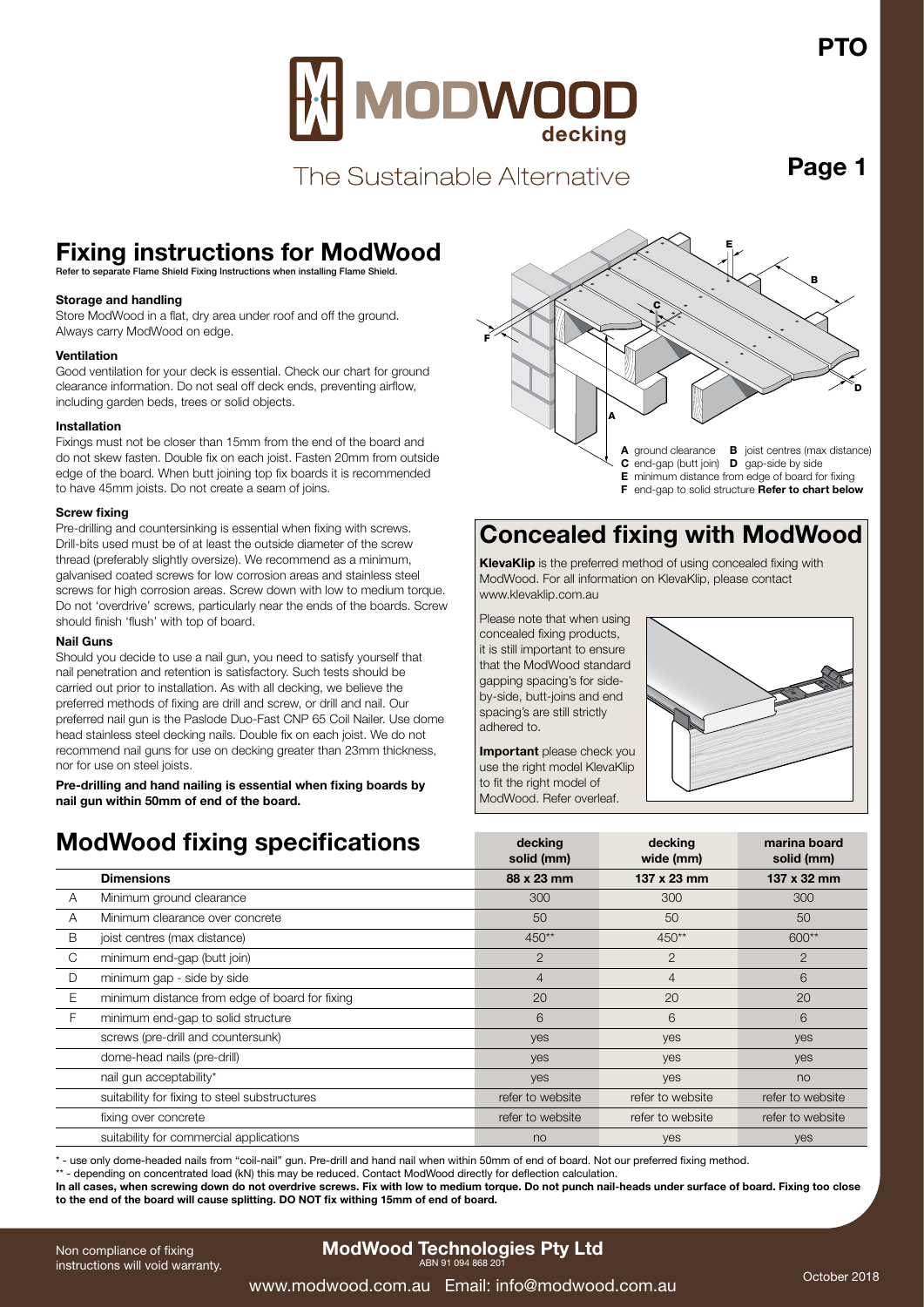# MODWOOD decking

The Sustainable Alternative

## Fixing instructions for ModWood

**Refer to separate Flame Shield Fixing Instructions when installing Flame Shield.**

**Storage and handling**

Store ModWood in a flat, dry area under roof and off the ground. Always carry ModWood on edge.

**Ventilation**

Good ventilation for your deck is essential. Check our chart for ground clearance information. Do not seal off deck ends, preventing airflow, including garden beds, trees or solid objects.

**Installation**

Fixings must not be closer than 15mm from the end of the board and do not skew fasten. Double fix on each joist. Fasten 20mm from outside edge of the board. When butt joining top fix boards it is recommended to have 45mm joists. Do not create a seam of joins.

**Screw fixing**

Pre-drilling and countersinking is essential when fixing with screws. Drill-bits used must be of at least the outside diameter of the screw thread (preferably slightly oversize). We recommend as a minimum, galvanised coated screws for low corrosion areas and stainless steel screws for high corrosion areas. Screw down with low to medium torque. Do not 'overdrive' screws, particularly near the ends of the boards. Screw should finish 'flush' with top of board.

**Nail Guns**

Should you decide to use a nail gun, you need to satisfy yourself that nail penetration and retention is satisfactory. Such tests should be carried out prior to installation. As with all decking, we believe the preferred methods of fixing are drill and screw, or drill and nail. Our preferred nail gun is the Paslode Duo-Fast CNP 65 Coil Nailer. Use dome head stainless steel decking nails. Double fix on each joist. We do not recommend nail guns for use on decking greater than 23mm thickness, nor for use on steel joists.

**Pre-drilling and hand nailing is essential when fixing boards by nail gun within 50mm of end of the board.**

**A** ground clearance **B** joist centres (max distance)
**C** end-gap (butt join) **D** gap-side by side
**E** minimum distance from edge of board for fixing
**F** end-gap to solid structure **Refer to chart below**

## Concealed fixing with ModWood

**KlevaKlip** is the preferred method of using concealed fixing with ModWood. For all information on KlevaKlip, please contact www.klevaklip.com.au

Please note that when using concealed fixing products, it is still important to ensure that the ModWood standard gapping spacing's for side-by-side, butt-joins and end spacing's are still strictly adhered to.

**Important** please check you use the right model KlevaKlip to fit the right model of ModWood. Refer overleaf.

## ModWood fixing specifications

| | | decking solid (mm) | decking wide (mm) | marina board solid (mm) |
|---|---|---|---|---|
| | **Dimensions** | **88 x 23 mm** | **137 x 23 mm** | **137 x 32 mm** |
| A | Minimum ground clearance | 300 | 300 | 300 |
| A | Minimum clearance over concrete | 50 | 50 | 50 |
| B | joist centres (max distance) | 450** | 450** | 600** |
| C | minimum end-gap (butt join) | 2 | 2 | 2 |
| D | minimum gap - side by side | 4 | 4 | 6 |
| E | minimum distance from edge of board for fixing | 20 | 20 | 20 |
| F | minimum end-gap to solid structure | 6 | 6 | 6 |
| | screws (pre-drill and countersunk) | yes | yes | yes |
| | dome-head nails (pre-drill) | yes | yes | yes |
| | nail gun acceptability* | yes | yes | no |
| | suitability for fixing to steel substructures | refer to website | refer to website | refer to website |
| | fixing over concrete | refer to website | refer to website | refer to website |
| | suitability for commercial applications | no | yes | yes |

* - use only dome-headed nails from "coil-nail" gun. Pre-drill and hand nail when within 50mm of end of board. Not our preferred fixing method.

** - depending on concentrated load (kN) this may be reduced. Contact ModWood directly for deflection calculation.

**In all cases, when screwing down do not overdrive screws. Fix with low to medium torque. Do not punch nail-heads under surface of board. Fixing too close to the end of the board will cause splitting. DO NOT fix withing 15mm of end of board.**

Non compliance of fixing instructions will void warranty.

**ModWood Technologies Pty Ltd**
ABN 91 094 868 201

www.modwood.com.au Email: info@modwood.com.au

October 2018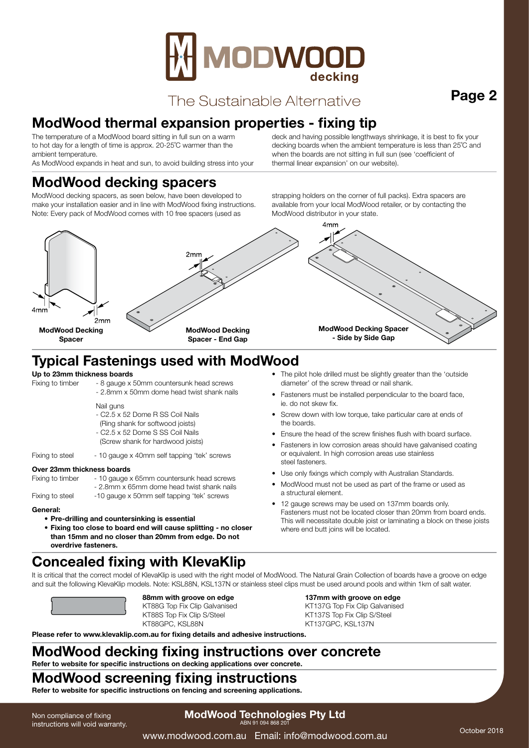# ModWood decking

The Sustainable Alternative

## ModWood thermal expansion properties - fixing tip

The temperature of a ModWood board sitting in full sun on a warm to hot day for a length of time is approx. 20-25̊C warmer than the ambient temperature.
As ModWood expands in heat and sun, to avoid building stress into your deck and having possible lengthways shrinkage, it is best to fix your decking boards when the ambient temperature is less than 25̊C and when the boards are not sitting in full sun (see 'coefficient of thermal linear expansion' on our website).

## ModWood decking spacers

ModWood decking spacers, as seen below, have been developed to make your installation easier and in line with ModWood fixing instructions. Note: Every pack of ModWood comes with 10 free spacers (used as strapping holders on the corner of full packs). Extra spacers are available from your local ModWood retailer, or by contacting the ModWood distributor in your state.

4mm
2mm
**ModWood Decking Spacer**

2mm
**ModWood Decking Spacer - End Gap**

4mm
**ModWood Decking Spacer - Side by Side Gap**

## Typical Fastenings used with ModWood

**Up to 23mm thickness boards**

Fixing to timber
- 8 gauge x 50mm countersunk head screws
- 2.8mm x 50mm dome head twist shank nails

Nail guns
- C2.5 x 52 Dome R SS Coil Nails (Ring shank for softwood joists)
- C2.5 x 52 Dome S SS Coil Nails (Screw shank for hardwood joists)

Fixing to steel
- 10 gauge x 40mm self tapping 'tek' screws

**Over 23mm thickness boards**

Fixing to timber
- 10 gauge x 65mm countersunk head screws
- 2.8mm x 65mm dome head twist shank nails

Fixing to steel
- 10 gauge x 50mm self tapping 'tek' screws

**General:**

- **Pre-drilling and countersinking is essential**
- **Fixing too close to board end will cause splitting - no closer than 15mm and no closer than 20mm from edge. Do not overdrive fasteners.**

- The pilot hole drilled must be slightly greater than the 'outside diameter' of the screw thread or nail shank.
- Fasteners must be installed perpendicular to the board face, ie. do not skew fix.
- Screw down with low torque, take particular care at ends of the boards.
- Ensure the head of the screw finishes flush with board surface.
- Fasteners in low corrosion areas should have galvanised coating or equivalent. In high corrosion areas use stainless steel fasteners.
- Use only fixings which comply with Australian Standards.
- ModWood must not be used as part of the frame or used as a structural element.
- 12 gauge screws may be used on 137mm boards only. Fasteners must not be located closer than 20mm from board ends. This will necessitate double joist or laminating a block on these joists where end butt joins will be located.

## Concealed fixing with KlevaKlip

It is critical that the correct model of KlevaKlip is used with the right model of ModWood. The Natural Grain Collection of boards have a groove on edge and suit the following KlevaKlip models. Note: KSL88N, KSL137N or stainless steel clips must be used around pools and within 1km of salt water.

**88mm with groove on edge**
KT88G Top Fix Clip Galvanised
KT88S Top Fix Clip S/Steel
KT88GPC, KSL88N

**137mm with groove on edge**
KT137G Top Fix Clip Galvanised
KT137S Top Fix Clip S/Steel
KT137GPC, KSL137N

**Please refer to www.klevaklip.com.au for fixing details and adhesive instructions.**

## ModWood decking fixing instructions over concrete

**Refer to website for specific instructions on decking applications over concrete.**

## ModWood screening fixing instructions

**Refer to website for specific instructions on fencing and screening applications.**

Non compliance of fixing instructions will void warranty.

**ModWood Technologies Pty Ltd**
ABN 91 094 868 201
www.modwood.com.au Email: info@modwood.com.au

October 2018